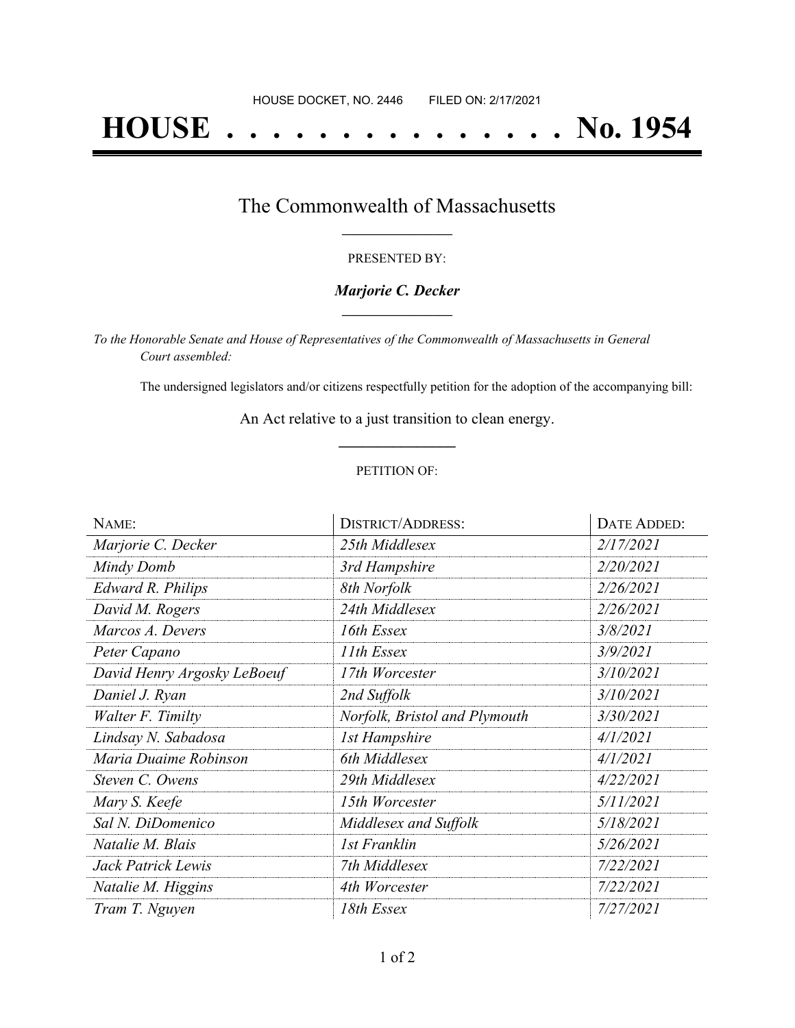HOUSE DOCKET, NO. 2446        FILED ON: 2/17/2021

# HOUSE . . . . . . . . . . . . . . . No. 1954

## The Commonwealth of Massachusetts

PRESENTED BY:

***Marjorie C. Decker***

*To the Honorable Senate and House of Representatives of the Commonwealth of Massachusetts in General Court assembled:*

The undersigned legislators and/or citizens respectfully petition for the adoption of the accompanying bill:

An Act relative to a just transition to clean energy.

PETITION OF:

| NAME: | DISTRICT/ADDRESS: | DATE ADDED: |
| --- | --- | --- |
| *Marjorie C. Decker* | *25th Middlesex* | *2/17/2021* |
| *Mindy Domb* | *3rd Hampshire* | *2/20/2021* |
| *Edward R. Philips* | *8th Norfolk* | *2/26/2021* |
| *David M. Rogers* | *24th Middlesex* | *2/26/2021* |
| *Marcos A. Devers* | *16th Essex* | *3/8/2021* |
| *Peter Capano* | *11th Essex* | *3/9/2021* |
| *David Henry Argosky LeBoeuf* | *17th Worcester* | *3/10/2021* |
| *Daniel J. Ryan* | *2nd Suffolk* | *3/10/2021* |
| *Walter F. Timilty* | *Norfolk, Bristol and Plymouth* | *3/30/2021* |
| *Lindsay N. Sabadosa* | *1st Hampshire* | *4/1/2021* |
| *Maria Duaime Robinson* | *6th Middlesex* | *4/1/2021* |
| *Steven C. Owens* | *29th Middlesex* | *4/22/2021* |
| *Mary S. Keefe* | *15th Worcester* | *5/11/2021* |
| *Sal N. DiDomenico* | *Middlesex and Suffolk* | *5/18/2021* |
| *Natalie M. Blais* | *1st Franklin* | *5/26/2021* |
| *Jack Patrick Lewis* | *7th Middlesex* | *7/22/2021* |
| *Natalie M. Higgins* | *4th Worcester* | *7/22/2021* |
| *Tram T. Nguyen* | *18th Essex* | *7/27/2021* |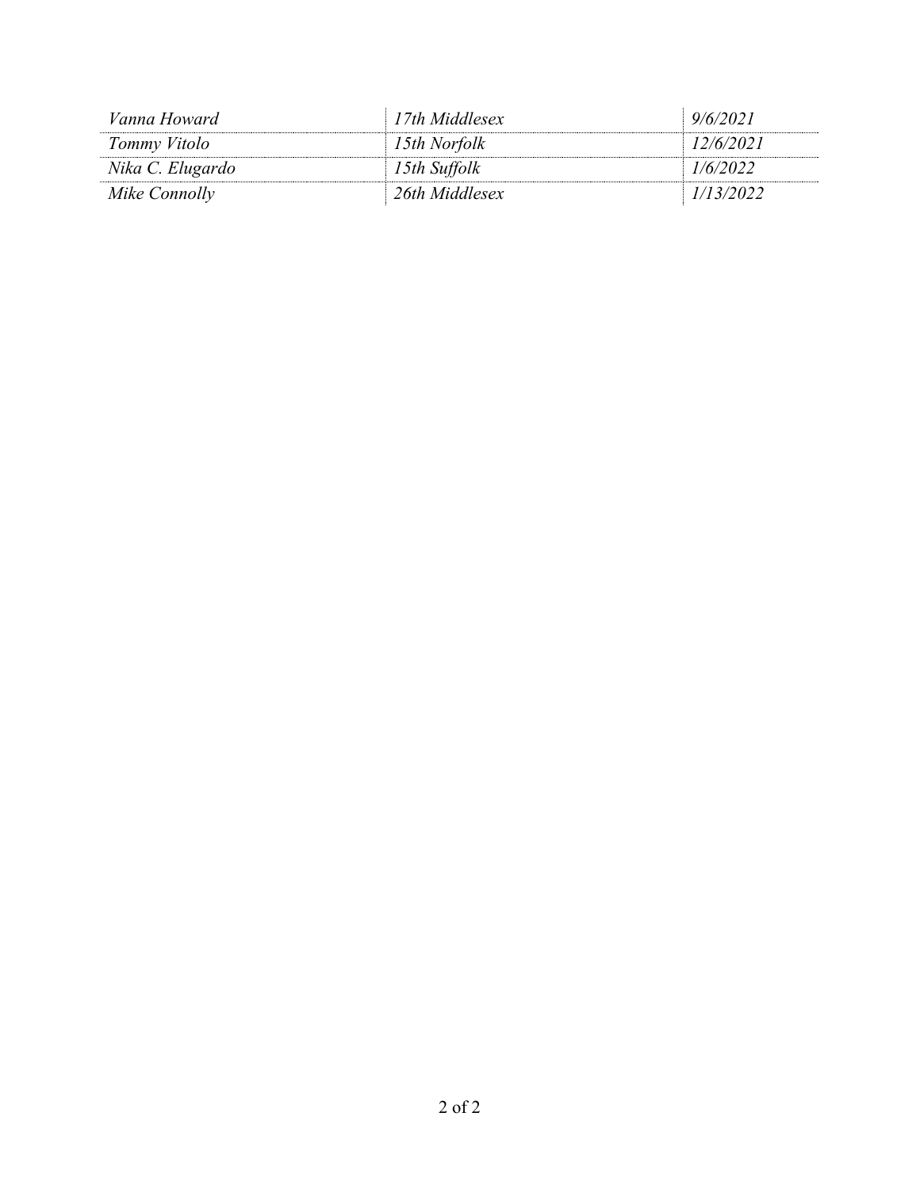| | | |
|---|---|---|
| *Vanna Howard* | *17th Middlesex* | *9/6/2021* |
| *Tommy Vitolo* | *15th Norfolk* | *12/6/2021* |
| *Nika C. Elugardo* | *15th Suffolk* | *1/6/2022* |
| *Mike Connolly* | *26th Middlesex* | *1/13/2022* |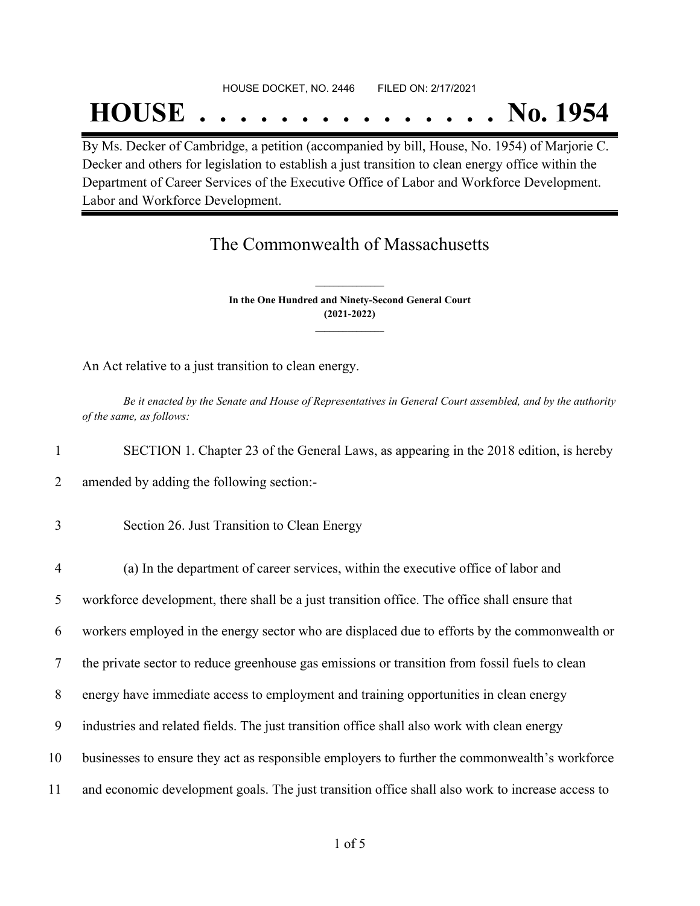HOUSE DOCKET, NO. 2446 FILED ON: 2/17/2021

# HOUSE . . . . . . . . . . . . . . . No. 1954

By Ms. Decker of Cambridge, a petition (accompanied by bill, House, No. 1954) of Marjorie C. Decker and others for legislation to establish a just transition to clean energy office within the Department of Career Services of the Executive Office of Labor and Workforce Development. Labor and Workforce Development.

## The Commonwealth of Massachusetts

**In the One Hundred and Ninety-Second General Court**
**(2021-2022)**

An Act relative to a just transition to clean energy.

*Be it enacted by the Senate and House of Representatives in General Court assembled, and by the authority of the same, as follows:*

1 SECTION 1. Chapter 23 of the General Laws, as appearing in the 2018 edition, is hereby
2 amended by adding the following section:-

3 Section 26. Just Transition to Clean Energy

4 (a) In the department of career services, within the executive office of labor and
5 workforce development, there shall be a just transition office. The office shall ensure that
6 workers employed in the energy sector who are displaced due to efforts by the commonwealth or
7 the private sector to reduce greenhouse gas emissions or transition from fossil fuels to clean
8 energy have immediate access to employment and training opportunities in clean energy
9 industries and related fields. The just transition office shall also work with clean energy
10 businesses to ensure they act as responsible employers to further the commonwealth's workforce
11 and economic development goals. The just transition office shall also work to increase access to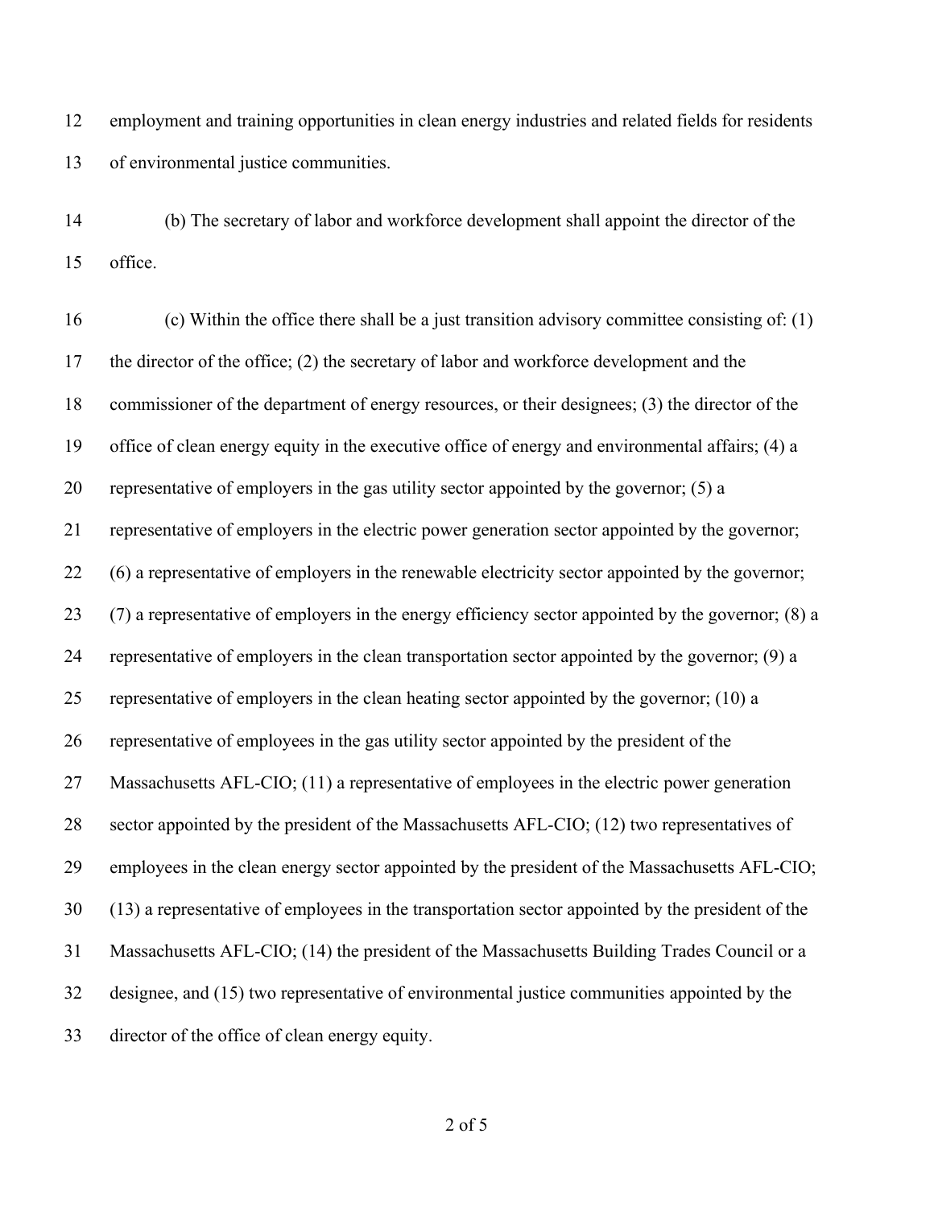employment and training opportunities in clean energy industries and related fields for residents of environmental justice communities.

(b) The secretary of labor and workforce development shall appoint the director of the office.

(c) Within the office there shall be a just transition advisory committee consisting of: (1) the director of the office; (2) the secretary of labor and workforce development and the commissioner of the department of energy resources, or their designees; (3) the director of the office of clean energy equity in the executive office of energy and environmental affairs; (4) a representative of employers in the gas utility sector appointed by the governor; (5) a representative of employers in the electric power generation sector appointed by the governor; (6) a representative of employers in the renewable electricity sector appointed by the governor; (7) a representative of employers in the energy efficiency sector appointed by the governor; (8) a representative of employers in the clean transportation sector appointed by the governor; (9) a representative of employers in the clean heating sector appointed by the governor; (10) a representative of employees in the gas utility sector appointed by the president of the Massachusetts AFL-CIO; (11) a representative of employees in the electric power generation sector appointed by the president of the Massachusetts AFL-CIO; (12) two representatives of employees in the clean energy sector appointed by the president of the Massachusetts AFL-CIO; (13) a representative of employees in the transportation sector appointed by the president of the Massachusetts AFL-CIO; (14) the president of the Massachusetts Building Trades Council or a designee, and (15) two representative of environmental justice communities appointed by the director of the office of clean energy equity.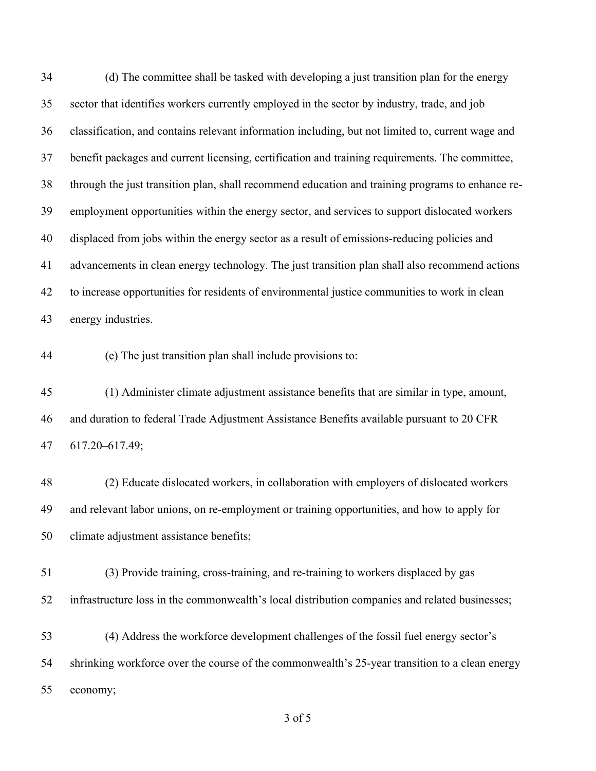(d) The committee shall be tasked with developing a just transition plan for the energy sector that identifies workers currently employed in the sector by industry, trade, and job classification, and contains relevant information including, but not limited to, current wage and benefit packages and current licensing, certification and training requirements. The committee, through the just transition plan, shall recommend education and training programs to enhance re-employment opportunities within the energy sector, and services to support dislocated workers displaced from jobs within the energy sector as a result of emissions-reducing policies and advancements in clean energy technology. The just transition plan shall also recommend actions to increase opportunities for residents of environmental justice communities to work in clean energy industries.

(e) The just transition plan shall include provisions to:

(1) Administer climate adjustment assistance benefits that are similar in type, amount, and duration to federal Trade Adjustment Assistance Benefits available pursuant to 20 CFR 617.20–617.49;

(2) Educate dislocated workers, in collaboration with employers of dislocated workers and relevant labor unions, on re-employment or training opportunities, and how to apply for climate adjustment assistance benefits;

(3) Provide training, cross-training, and re-training to workers displaced by gas infrastructure loss in the commonwealth's local distribution companies and related businesses;

(4) Address the workforce development challenges of the fossil fuel energy sector's shrinking workforce over the course of the commonwealth's 25-year transition to a clean energy economy;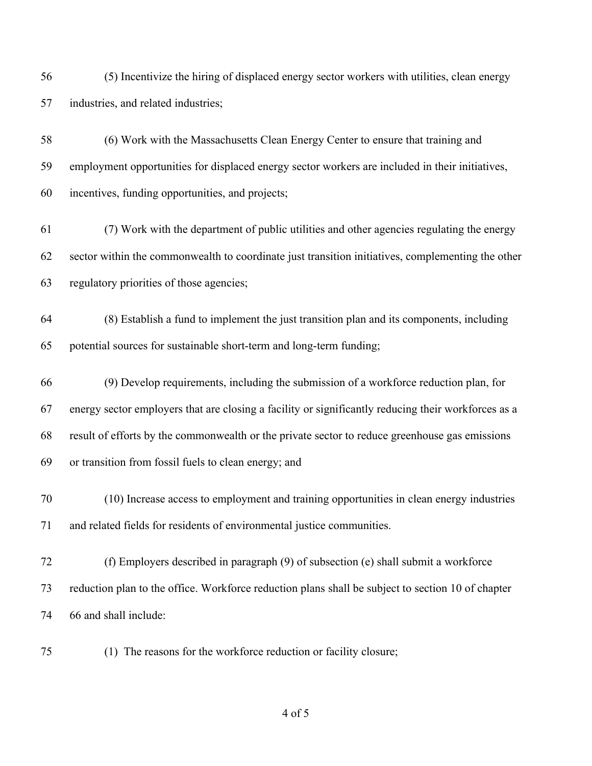(5) Incentivize the hiring of displaced energy sector workers with utilities, clean energy industries, and related industries;

(6) Work with the Massachusetts Clean Energy Center to ensure that training and employment opportunities for displaced energy sector workers are included in their initiatives, incentives, funding opportunities, and projects;

(7) Work with the department of public utilities and other agencies regulating the energy sector within the commonwealth to coordinate just transition initiatives, complementing the other regulatory priorities of those agencies;

(8) Establish a fund to implement the just transition plan and its components, including potential sources for sustainable short-term and long-term funding;

(9) Develop requirements, including the submission of a workforce reduction plan, for energy sector employers that are closing a facility or significantly reducing their workforces as a result of efforts by the commonwealth or the private sector to reduce greenhouse gas emissions or transition from fossil fuels to clean energy; and

(10) Increase access to employment and training opportunities in clean energy industries and related fields for residents of environmental justice communities.

(f) Employers described in paragraph (9) of subsection (e) shall submit a workforce reduction plan to the office. Workforce reduction plans shall be subject to section 10 of chapter 66 and shall include:

(1) The reasons for the workforce reduction or facility closure;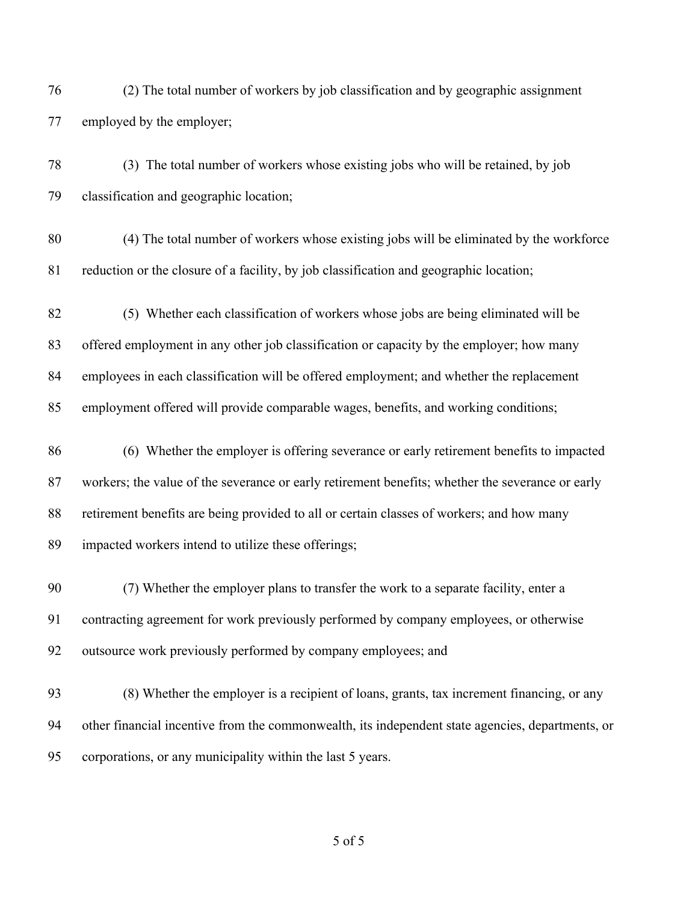(2) The total number of workers by job classification and by geographic assignment employed by the employer;

(3) The total number of workers whose existing jobs who will be retained, by job classification and geographic location;

(4) The total number of workers whose existing jobs will be eliminated by the workforce reduction or the closure of a facility, by job classification and geographic location;

(5) Whether each classification of workers whose jobs are being eliminated will be offered employment in any other job classification or capacity by the employer; how many employees in each classification will be offered employment; and whether the replacement employment offered will provide comparable wages, benefits, and working conditions;

(6) Whether the employer is offering severance or early retirement benefits to impacted workers; the value of the severance or early retirement benefits; whether the severance or early retirement benefits are being provided to all or certain classes of workers; and how many impacted workers intend to utilize these offerings;

(7) Whether the employer plans to transfer the work to a separate facility, enter a contracting agreement for work previously performed by company employees, or otherwise outsource work previously performed by company employees; and

(8) Whether the employer is a recipient of loans, grants, tax increment financing, or any other financial incentive from the commonwealth, its independent state agencies, departments, or corporations, or any municipality within the last 5 years.